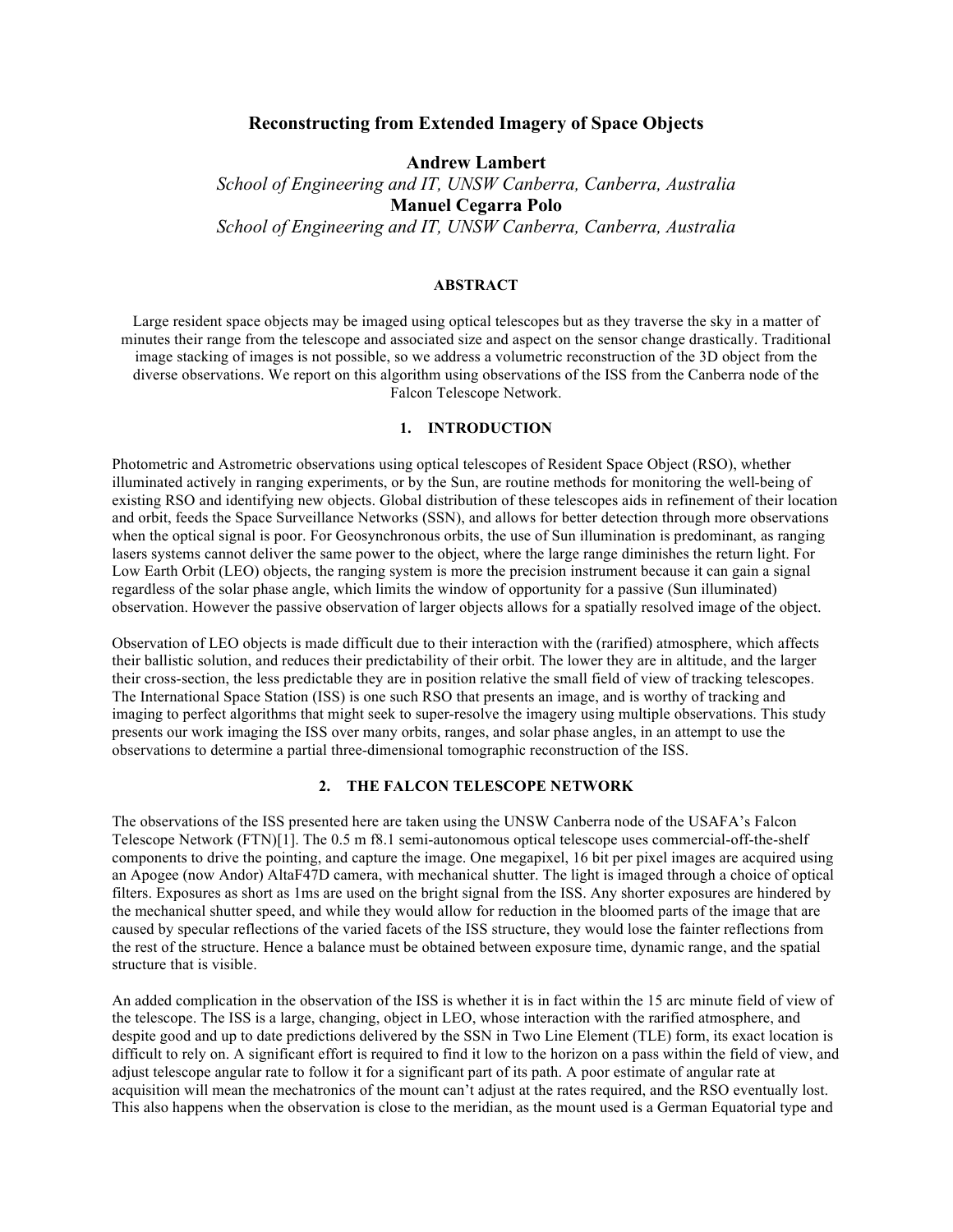# Reconstructing from Extended Imagery of Space Objects

**Andrew Lambert**
*School of Engineering and IT, UNSW Canberra, Canberra, Australia*
**Manuel Cegarra Polo**
*School of Engineering and IT, UNSW Canberra, Canberra, Australia*

## ABSTRACT

Large resident space objects may be imaged using optical telescopes but as they traverse the sky in a matter of minutes their range from the telescope and associated size and aspect on the sensor change drastically. Traditional image stacking of images is not possible, so we address a volumetric reconstruction of the 3D object from the diverse observations. We report on this algorithm using observations of the ISS from the Canberra node of the Falcon Telescope Network.

## 1. INTRODUCTION

Photometric and Astrometric observations using optical telescopes of Resident Space Object (RSO), whether illuminated actively in ranging experiments, or by the Sun, are routine methods for monitoring the well-being of existing RSO and identifying new objects. Global distribution of these telescopes aids in refinement of their location and orbit, feeds the Space Surveillance Networks (SSN), and allows for better detection through more observations when the optical signal is poor. For Geosynchronous orbits, the use of Sun illumination is predominant, as ranging lasers systems cannot deliver the same power to the object, where the large range diminishes the return light. For Low Earth Orbit (LEO) objects, the ranging system is more the precision instrument because it can gain a signal regardless of the solar phase angle, which limits the window of opportunity for a passive (Sun illuminated) observation. However the passive observation of larger objects allows for a spatially resolved image of the object.

Observation of LEO objects is made difficult due to their interaction with the (rarified) atmosphere, which affects their ballistic solution, and reduces their predictability of their orbit. The lower they are in altitude, and the larger their cross-section, the less predictable they are in position relative the small field of view of tracking telescopes. The International Space Station (ISS) is one such RSO that presents an image, and is worthy of tracking and imaging to perfect algorithms that might seek to super-resolve the imagery using multiple observations. This study presents our work imaging the ISS over many orbits, ranges, and solar phase angles, in an attempt to use the observations to determine a partial three-dimensional tomographic reconstruction of the ISS.

## 2. THE FALCON TELESCOPE NETWORK

The observations of the ISS presented here are taken using the UNSW Canberra node of the USAFA's Falcon Telescope Network (FTN)[1]. The 0.5 m f8.1 semi-autonomous optical telescope uses commercial-off-the-shelf components to drive the pointing, and capture the image. One megapixel, 16 bit per pixel images are acquired using an Apogee (now Andor) AltaF47D camera, with mechanical shutter. The light is imaged through a choice of optical filters. Exposures as short as 1ms are used on the bright signal from the ISS. Any shorter exposures are hindered by the mechanical shutter speed, and while they would allow for reduction in the bloomed parts of the image that are caused by specular reflections of the varied facets of the ISS structure, they would lose the fainter reflections from the rest of the structure. Hence a balance must be obtained between exposure time, dynamic range, and the spatial structure that is visible.

An added complication in the observation of the ISS is whether it is in fact within the 15 arc minute field of view of the telescope. The ISS is a large, changing, object in LEO, whose interaction with the rarified atmosphere, and despite good and up to date predictions delivered by the SSN in Two Line Element (TLE) form, its exact location is difficult to rely on. A significant effort is required to find it low to the horizon on a pass within the field of view, and adjust telescope angular rate to follow it for a significant part of its path. A poor estimate of angular rate at acquisition will mean the mechatronics of the mount can't adjust at the rates required, and the RSO eventually lost. This also happens when the observation is close to the meridian, as the mount used is a German Equatorial type and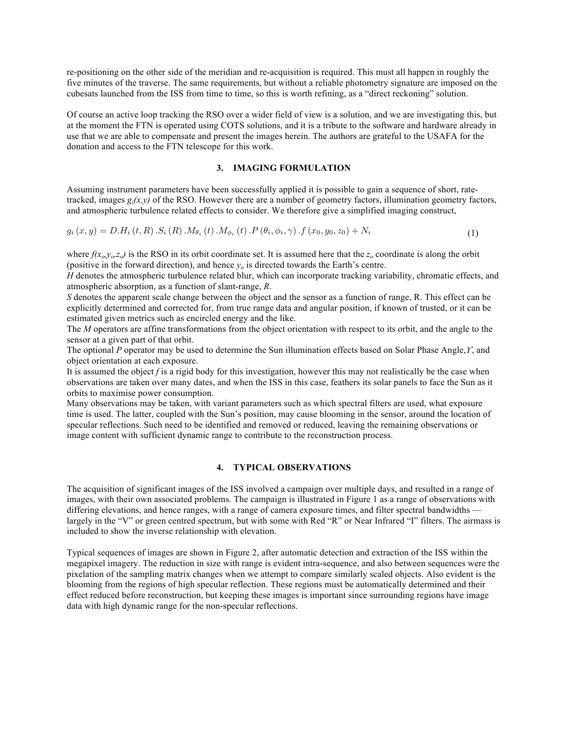re-positioning on the other side of the meridian and re-acquisition is required. This must all happen in roughly the five minutes of the traverse. The same requirements, but without a reliable photometry signature are imposed on the cubesats launched from the ISS from time to time, so this is worth refining, as a "direct reckoning" solution.

Of course an active loop tracking the RSO over a wider field of view is a solution, and we are investigating this, but at the moment the FTN is operated using COTS solutions, and it is a tribute to the software and hardware already in use that we are able to compensate and present the images herein. The authors are grateful to the USAFA for the donation and access to the FTN telescope for this work.

## 3. IMAGING FORMULATION

Assuming instrument parameters have been successfully applied it is possible to gain a sequence of short, rate-tracked, images $g_i(x,y)$ of the RSO. However there are a number of geometry factors, illumination geometry factors, and atmospheric turbulence related effects to consider. We therefore give a simplified imaging construct,

$$g_i(x,y) = D.H_i(t,R).S_i(R).M_{\theta_i}(t).M_{\phi_i}(t).P(\theta_i,\phi_i,\gamma).f(x_0,y_0,z_0) + N_i \tag{1}$$

where $f(x_o,y_o,z_o)$ is the RSO in its orbit coordinate set. It is assumed here that the $z_o$ coordinate is along the orbit (positive in the forward direction), and hence $y_o$ is directed towards the Earth's centre.
*H* denotes the atmospheric turbulence related blur, which can incorporate tracking variability, chromatic effects, and atmospheric absorption, as a function of slant-range, *R*.
*S* denotes the apparent scale change between the object and the sensor as a function of range, R. This effect can be explicitly determined and corrected for, from true range data and angular position, if known of trusted, or it can be estimated given metrics such as encircled energy and the like.
The *M* operators are affine transformations from the object orientation with respect to its orbit, and the angle to the sensor at a given part of that orbit.
The optional *P* operator may be used to determine the Sun illumination effects based on Solar Phase Angle, $\gamma$, and object orientation at each exposure.
It is assumed the object *f* is a rigid body for this investigation, however this may not realistically be the case when observations are taken over many dates, and when the ISS in this case, feathers its solar panels to face the Sun as it orbits to maximise power consumption.
Many observations may be taken, with variant parameters such as which spectral filters are used, what exposure time is used. The latter, coupled with the Sun's position, may cause blooming in the sensor, around the location of specular reflections. Such need to be identified and removed or reduced, leaving the remaining observations or image content with sufficient dynamic range to contribute to the reconstruction process.

## 4. TYPICAL OBSERVATIONS

The acquisition of significant images of the ISS involved a campaign over multiple days, and resulted in a range of images, with their own associated problems. The campaign is illustrated in Figure 1 as a range of observations with differing elevations, and hence ranges, with a range of camera exposure times, and filter spectral bandwidths — largely in the "V" or green centred spectrum, but with some with Red "R" or Near Infrared "I" filters. The airmass is included to show the inverse relationship with elevation.

Typical sequences of images are shown in Figure 2, after automatic detection and extraction of the ISS within the megapixel imagery. The reduction in size with range is evident intra-sequence, and also between sequences were the pixelation of the sampling matrix changes when we attempt to compare similarly scaled objects. Also evident is the blooming from the regions of high specular reflection. These regions must be automatically determined and their effect reduced before reconstruction, but keeping these images is important since surrounding regions have image data with high dynamic range for the non-specular reflections.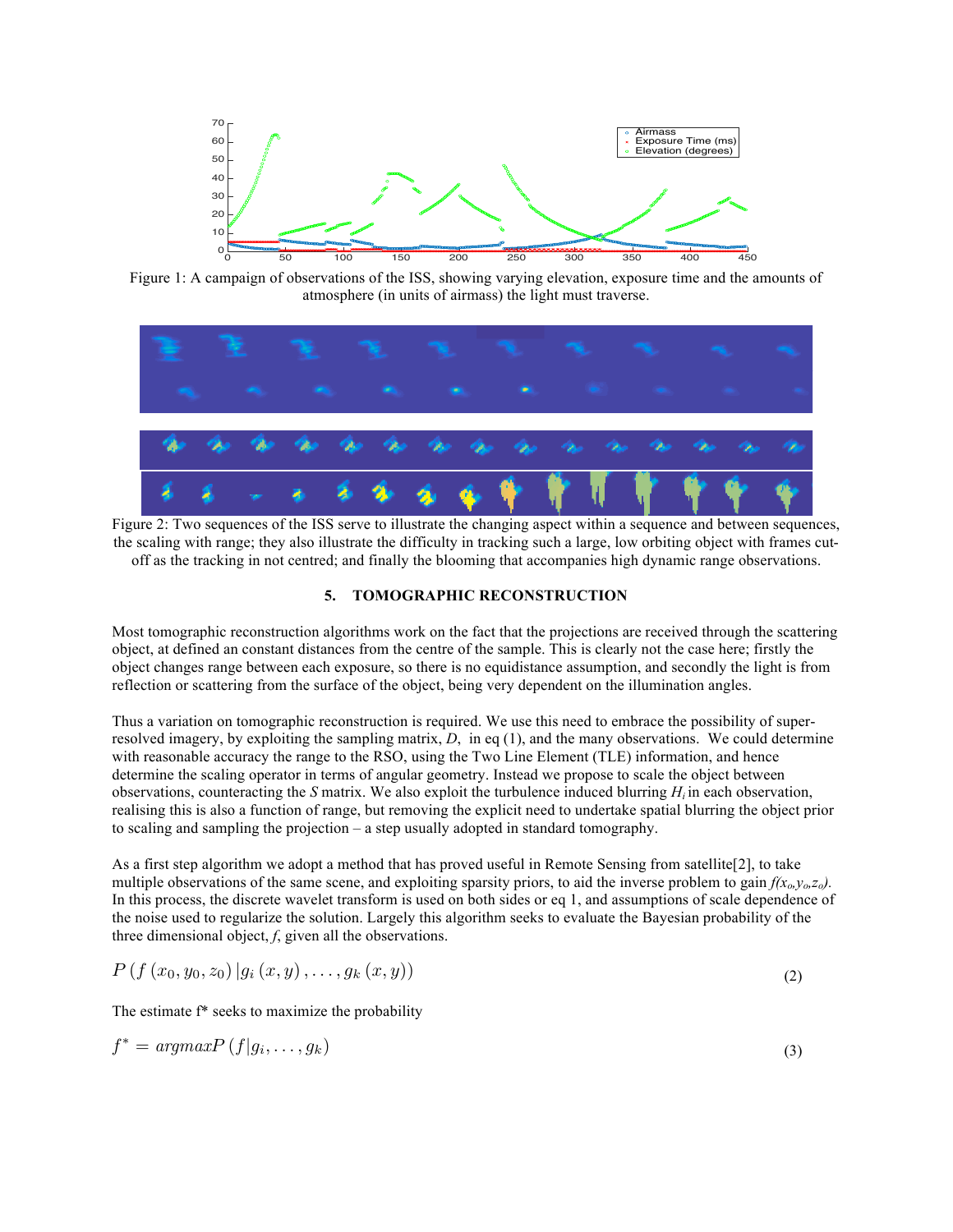Figure 1: A campaign of observations of the ISS, showing varying elevation, exposure time and the amounts of atmosphere (in units of airmass) the light must traverse.

Figure 2: Two sequences of the ISS serve to illustrate the changing aspect within a sequence and between sequences, the scaling with range; they also illustrate the difficulty in tracking such a large, low orbiting object with frames cut-off as the tracking in not centred; and finally the blooming that accompanies high dynamic range observations.

### 5. TOMOGRAPHIC RECONSTRUCTION

Most tomographic reconstruction algorithms work on the fact that the projections are received through the scattering object, at defined an constant distances from the centre of the sample. This is clearly not the case here; firstly the object changes range between each exposure, so there is no equidistance assumption, and secondly the light is from reflection or scattering from the surface of the object, being very dependent on the illumination angles.

Thus a variation on tomographic reconstruction is required. We use this need to embrace the possibility of super-resolved imagery, by exploiting the sampling matrix, $D$, in eq (1), and the many observations. We could determine with reasonable accuracy the range to the RSO, using the Two Line Element (TLE) information, and hence determine the scaling operator in terms of angular geometry. Instead we propose to scale the object between observations, counteracting the $S$ matrix. We also exploit the turbulence induced blurring $H_i$ in each observation, realising this is also a function of range, but removing the explicit need to undertake spatial blurring the object prior to scaling and sampling the projection – a step usually adopted in standard tomography.

As a first step algorithm we adopt a method that has proved useful in Remote Sensing from satellite[2], to take multiple observations of the same scene, and exploiting sparsity priors, to aid the inverse problem to gain $f(x_o,y_o,z_o)$. In this process, the discrete wavelet transform is used on both sides or eq 1, and assumptions of scale dependence of the noise used to regularize the solution. Largely this algorithm seeks to evaluate the Bayesian probability of the three dimensional object, $f$, given all the observations.

$$P\left(f\left(x_0, y_0, z_0\right) | g_i\left(x, y\right), \ldots, g_k\left(x, y\right)\right) \tag{2}$$

The estimate f* seeks to maximize the probability

$$f^* = argmaxP\left(f | g_i, \ldots, g_k\right) \tag{3}$$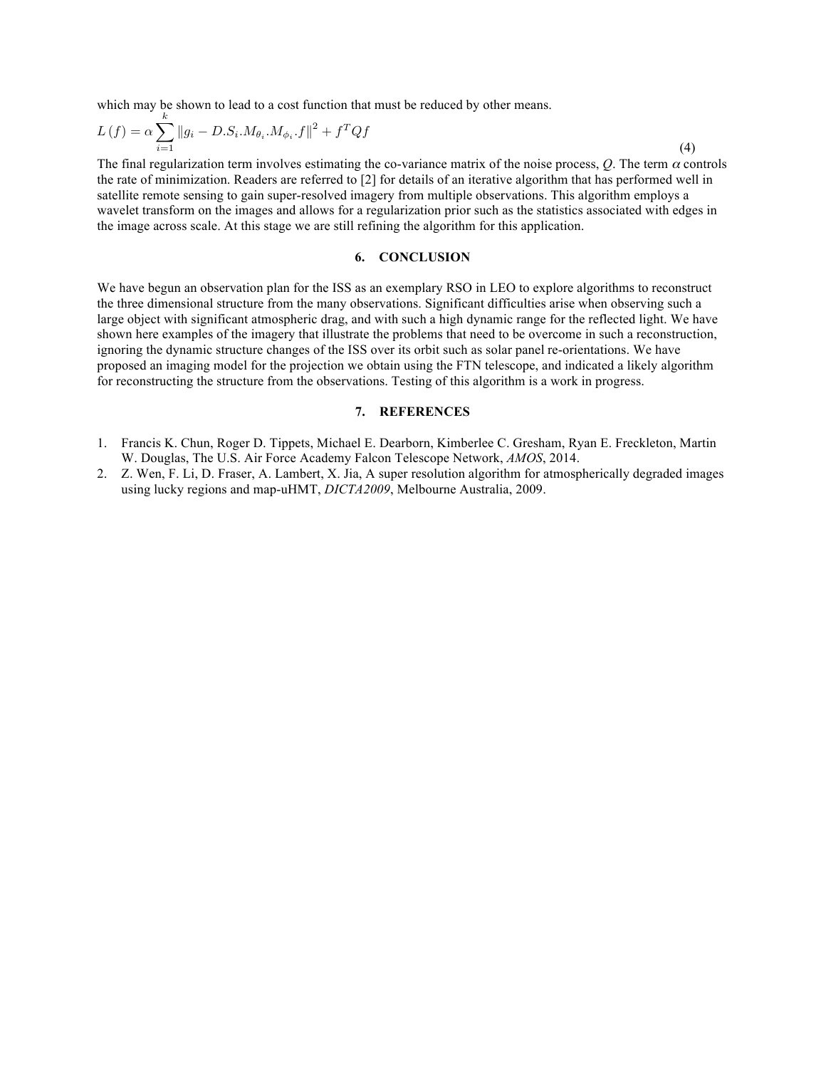which may be shown to lead to a cost function that must be reduced by other means.

$$L(f) = \alpha \sum_{i=1}^{k} \|g_i - D.S_i.M_{\theta_i}.M_{\phi_i}.f\|^2 + f^T Q f \tag{4}$$

The final regularization term involves estimating the co-variance matrix of the noise process, *Q*. The term $\alpha$ controls the rate of minimization. Readers are referred to [2] for details of an iterative algorithm that has performed well in satellite remote sensing to gain super-resolved imagery from multiple observations. This algorithm employs a wavelet transform on the images and allows for a regularization prior such as the statistics associated with edges in the image across scale. At this stage we are still refining the algorithm for this application.

## 6. CONCLUSION

We have begun an observation plan for the ISS as an exemplary RSO in LEO to explore algorithms to reconstruct the three dimensional structure from the many observations. Significant difficulties arise when observing such a large object with significant atmospheric drag, and with such a high dynamic range for the reflected light. We have shown here examples of the imagery that illustrate the problems that need to be overcome in such a reconstruction, ignoring the dynamic structure changes of the ISS over its orbit such as solar panel re-orientations. We have proposed an imaging model for the projection we obtain using the FTN telescope, and indicated a likely algorithm for reconstructing the structure from the observations. Testing of this algorithm is a work in progress.

## 7. REFERENCES

1. Francis K. Chun, Roger D. Tippets, Michael E. Dearborn, Kimberlee C. Gresham, Ryan E. Freckleton, Martin W. Douglas, The U.S. Air Force Academy Falcon Telescope Network, *AMOS*, 2014.
2. Z. Wen, F. Li, D. Fraser, A. Lambert, X. Jia, A super resolution algorithm for atmospherically degraded images using lucky regions and map-uHMT, *DICTA2009*, Melbourne Australia, 2009.